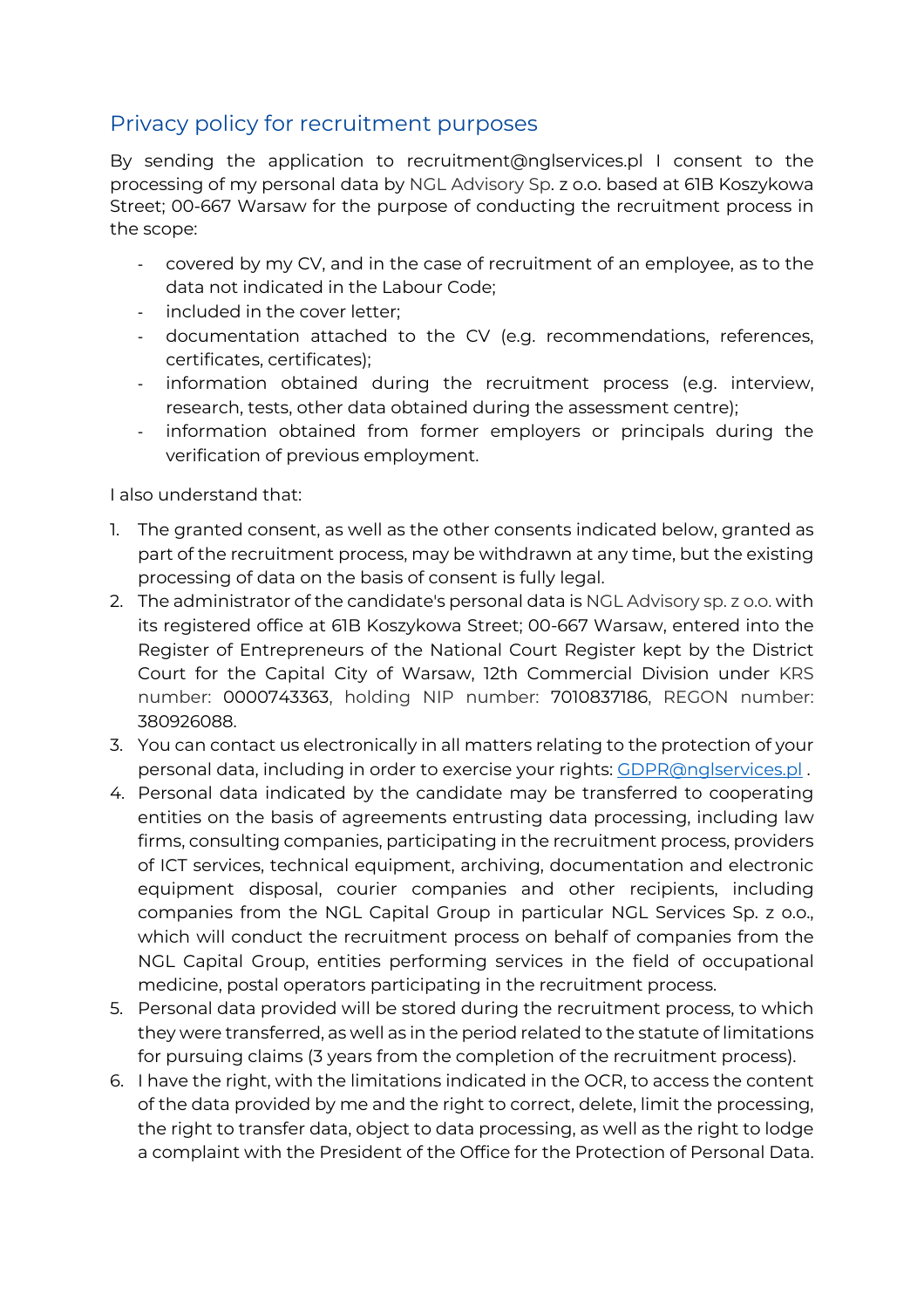## Privacy policy for recruitment purposes

By sending the application to recruitment@nglservices.pl I consent to the processing of my personal data by NGL Advisory Sp. z o.o. based at 61B Koszykowa Street; 00-667 Warsaw for the purpose of conducting the recruitment process in the scope:

- covered by my CV, and in the case of recruitment of an employee, as to the data not indicated in the Labour Code;
- included in the cover letter;
- documentation attached to the CV (e.g. recommendations, references, certificates, certificates);
- information obtained during the recruitment process (e.g. interview, research, tests, other data obtained during the assessment centre);
- information obtained from former employers or principals during the verification of previous employment.

I also understand that:

1. The granted consent, as well as the other consents indicated below, granted as part of the recruitment process, may be withdrawn at any time, but the existing processing of data on the basis of consent is fully legal.
2. The administrator of the candidate's personal data is NGL Advisory sp. z o.o. with its registered office at 61B Koszykowa Street; 00-667 Warsaw, entered into the Register of Entrepreneurs of the National Court Register kept by the District Court for the Capital City of Warsaw, 12th Commercial Division under KRS number: 0000743363, holding NIP number: 7010837186, REGON number: 380926088.
3. You can contact us electronically in all matters relating to the protection of your personal data, including in order to exercise your rights: [GDPR@nglservices.pl](mailto:GDPR@nglservices.pl) .
4. Personal data indicated by the candidate may be transferred to cooperating entities on the basis of agreements entrusting data processing, including law firms, consulting companies, participating in the recruitment process, providers of ICT services, technical equipment, archiving, documentation and electronic equipment disposal, courier companies and other recipients, including companies from the NGL Capital Group in particular NGL Services Sp. z o.o., which will conduct the recruitment process on behalf of companies from the NGL Capital Group, entities performing services in the field of occupational medicine, postal operators participating in the recruitment process.
5. Personal data provided will be stored during the recruitment process, to which they were transferred, as well as in the period related to the statute of limitations for pursuing claims (3 years from the completion of the recruitment process).
6. I have the right, with the limitations indicated in the OCR, to access the content of the data provided by me and the right to correct, delete, limit the processing, the right to transfer data, object to data processing, as well as the right to lodge a complaint with the President of the Office for the Protection of Personal Data.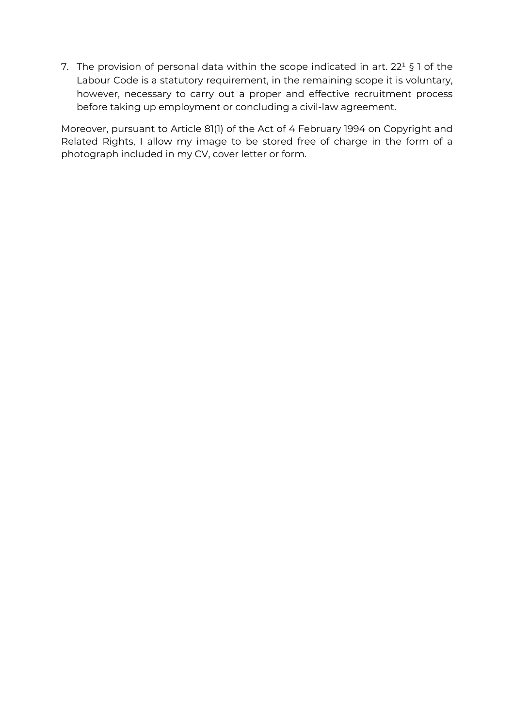7. The provision of personal data within the scope indicated in art. $22^1$ § 1 of the Labour Code is a statutory requirement, in the remaining scope it is voluntary, however, necessary to carry out a proper and effective recruitment process before taking up employment or concluding a civil-law agreement.

Moreover, pursuant to Article 81(1) of the Act of 4 February 1994 on Copyright and Related Rights, I allow my image to be stored free of charge in the form of a photograph included in my CV, cover letter or form.